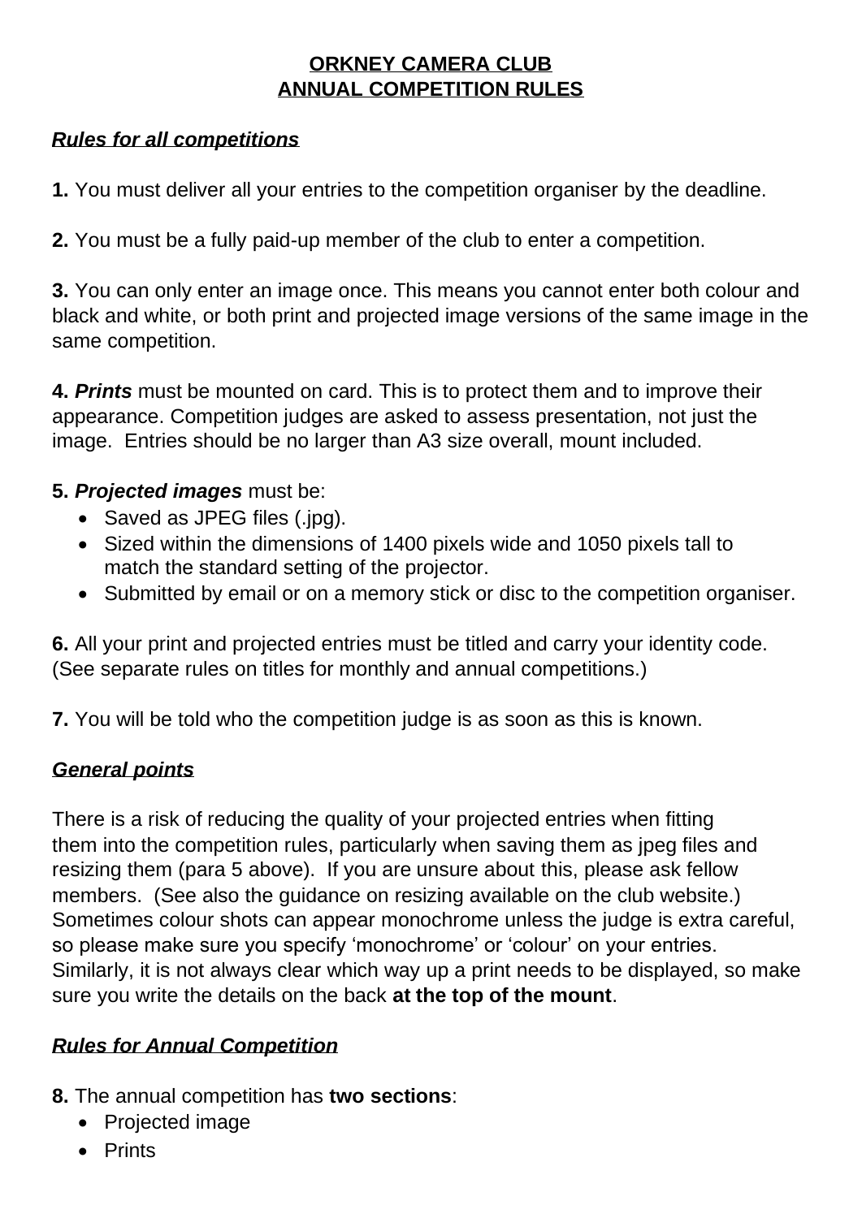# ORKNEY CAMERA CLUB
# ANNUAL COMPETITION RULES

## *Rules for all competitions*

**1.** You must deliver all your entries to the competition organiser by the deadline.

**2.** You must be a fully paid-up member of the club to enter a competition.

**3.** You can only enter an image once. This means you cannot enter both colour and black and white, or both print and projected image versions of the same image in the same competition.

**4.** ***Prints*** must be mounted on card. This is to protect them and to improve their appearance. Competition judges are asked to assess presentation, not just the image. Entries should be no larger than A3 size overall, mount included.

**5.** ***Projected images*** must be:

- Saved as JPEG files (.jpg).
- Sized within the dimensions of 1400 pixels wide and 1050 pixels tall to match the standard setting of the projector.
- Submitted by email or on a memory stick or disc to the competition organiser.

**6.** All your print and projected entries must be titled and carry your identity code. (See separate rules on titles for monthly and annual competitions.)

**7.** You will be told who the competition judge is as soon as this is known.

## *General points*

There is a risk of reducing the quality of your projected entries when fitting them into the competition rules, particularly when saving them as jpeg files and resizing them (para 5 above). If you are unsure about this, please ask fellow members. (See also the guidance on resizing available on the club website.) Sometimes colour shots can appear monochrome unless the judge is extra careful, so please make sure you specify 'monochrome' or 'colour' on your entries. Similarly, it is not always clear which way up a print needs to be displayed, so make sure you write the details on the back **at the top of the mount**.

## *Rules for Annual Competition*

**8.** The annual competition has **two sections**:

- Projected image
- Prints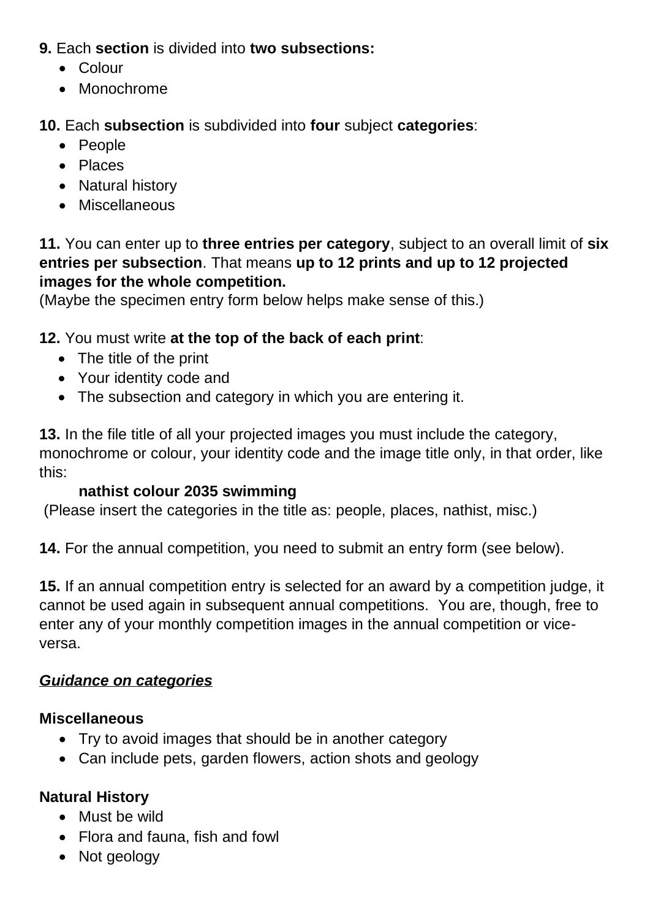**9.** Each **section** is divided into **two subsections:**

- Colour
- Monochrome

**10.** Each **subsection** is subdivided into **four** subject **categories**:

- People
- Places
- Natural history
- Miscellaneous

**11.** You can enter up to **three entries per category**, subject to an overall limit of **six entries per subsection**. That means **up to 12 prints and up to 12 projected images for the whole competition.**
(Maybe the specimen entry form below helps make sense of this.)

**12.** You must write **at the top of the back of each print**:

- The title of the print
- Your identity code and
- The subsection and category in which you are entering it.

**13.** In the file title of all your projected images you must include the category, monochrome or colour, your identity code and the image title only, in that order, like this:

**nathist colour 2035 swimming**

(Please insert the categories in the title as: people, places, nathist, misc.)

**14.** For the annual competition, you need to submit an entry form (see below).

**15.** If an annual competition entry is selected for an award by a competition judge, it cannot be used again in subsequent annual competitions. You are, though, free to enter any of your monthly competition images in the annual competition or vice-versa.

***<u>Guidance on categories</u>***

**Miscellaneous**

- Try to avoid images that should be in another category
- Can include pets, garden flowers, action shots and geology

**Natural History**

- Must be wild
- Flora and fauna, fish and fowl
- Not geology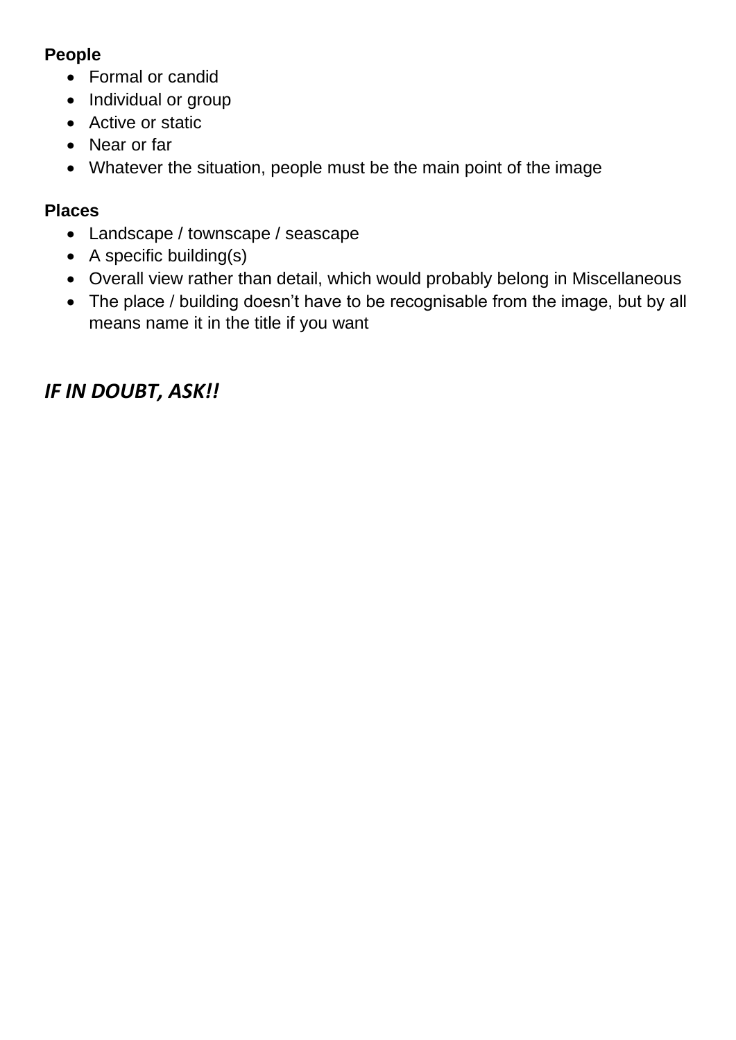**People**

- Formal or candid
- Individual or group
- Active or static
- Near or far
- Whatever the situation, people must be the main point of the image

**Places**

- Landscape / townscape / seascape
- A specific building(s)
- Overall view rather than detail, which would probably belong in Miscellaneous
- The place / building doesn't have to be recognisable from the image, but by all means name it in the title if you want

***IF IN DOUBT, ASK!!***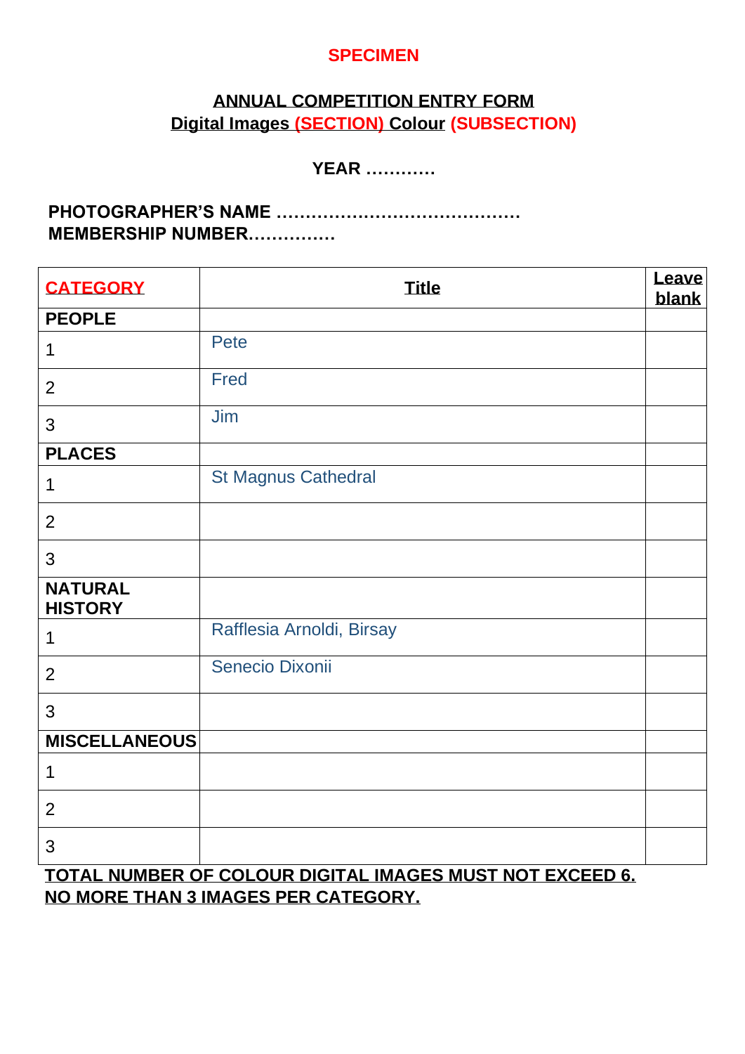**SPECIMEN**

## ANNUAL COMPETITION ENTRY FORM

## Digital Images (SECTION) Colour (SUBSECTION)

**YEAR …………**

**PHOTOGRAPHER'S NAME ……………………………………**
**MEMBERSHIP NUMBER……………**

| CATEGORY | Title | Leave blank |
|---|---|---|
| **PEOPLE** | | |
| 1 | Pete | |
| 2 | Fred | |
| 3 | Jim | |
| **PLACES** | | |
| 1 | St Magnus Cathedral | |
| 2 | | |
| 3 | | |
| **NATURAL HISTORY** | | |
| 1 | Rafflesia Arnoldi, Birsay | |
| 2 | Senecio Dixonii | |
| 3 | | |
| **MISCELLANEOUS** | | |
| 1 | | |
| 2 | | |
| 3 | | |

**TOTAL NUMBER OF COLOUR DIGITAL IMAGES MUST NOT EXCEED 6.**
**NO MORE THAN 3 IMAGES PER CATEGORY.**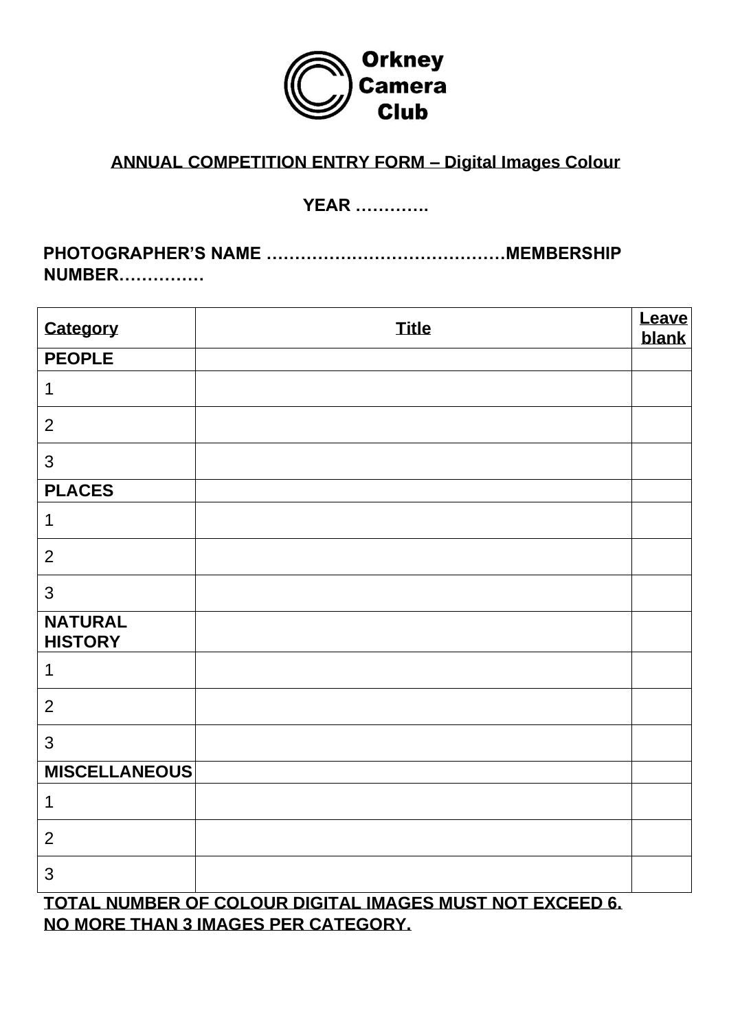**Orkney Camera Club**

## ANNUAL COMPETITION ENTRY FORM – Digital Images Colour

**YEAR ………….**

**PHOTOGRAPHER'S NAME ……………………………………MEMBERSHIP NUMBER……………**

| Category | Title | Leave blank |
|---|---|---|
| **PEOPLE** | | |
| 1 | | |
| 2 | | |
| 3 | | |
| **PLACES** | | |
| 1 | | |
| 2 | | |
| 3 | | |
| **NATURAL HISTORY** | | |
| 1 | | |
| 2 | | |
| 3 | | |
| **MISCELLANEOUS** | | |
| 1 | | |
| 2 | | |
| 3 | | |

**TOTAL NUMBER OF COLOUR DIGITAL IMAGES MUST NOT EXCEED 6.**
**NO MORE THAN 3 IMAGES PER CATEGORY.**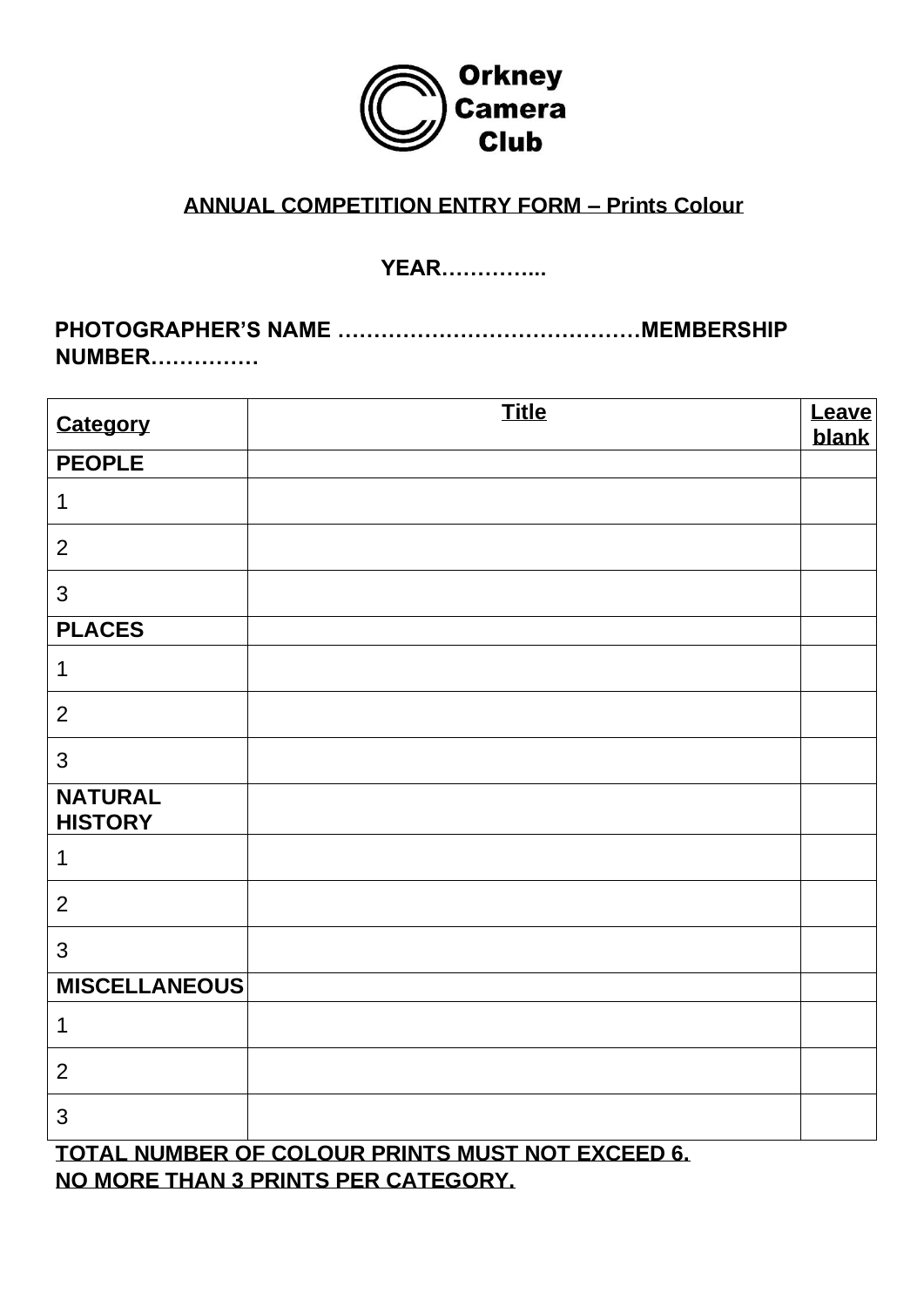Orkney Camera Club

## ANNUAL COMPETITION ENTRY FORM – Prints Colour

**YEAR…………..**

**PHOTOGRAPHER'S NAME ……………………………………MEMBERSHIP NUMBER……………**

| Category | Title | Leave blank |
|---|---|---|
| **PEOPLE** | | |
| 1 | | |
| 2 | | |
| 3 | | |
| **PLACES** | | |
| 1 | | |
| 2 | | |
| 3 | | |
| **NATURAL HISTORY** | | |
| 1 | | |
| 2 | | |
| 3 | | |
| **MISCELLANEOUS** | | |
| 1 | | |
| 2 | | |
| 3 | | |

**TOTAL NUMBER OF COLOUR PRINTS MUST NOT EXCEED 6.**
**NO MORE THAN 3 PRINTS PER CATEGORY.**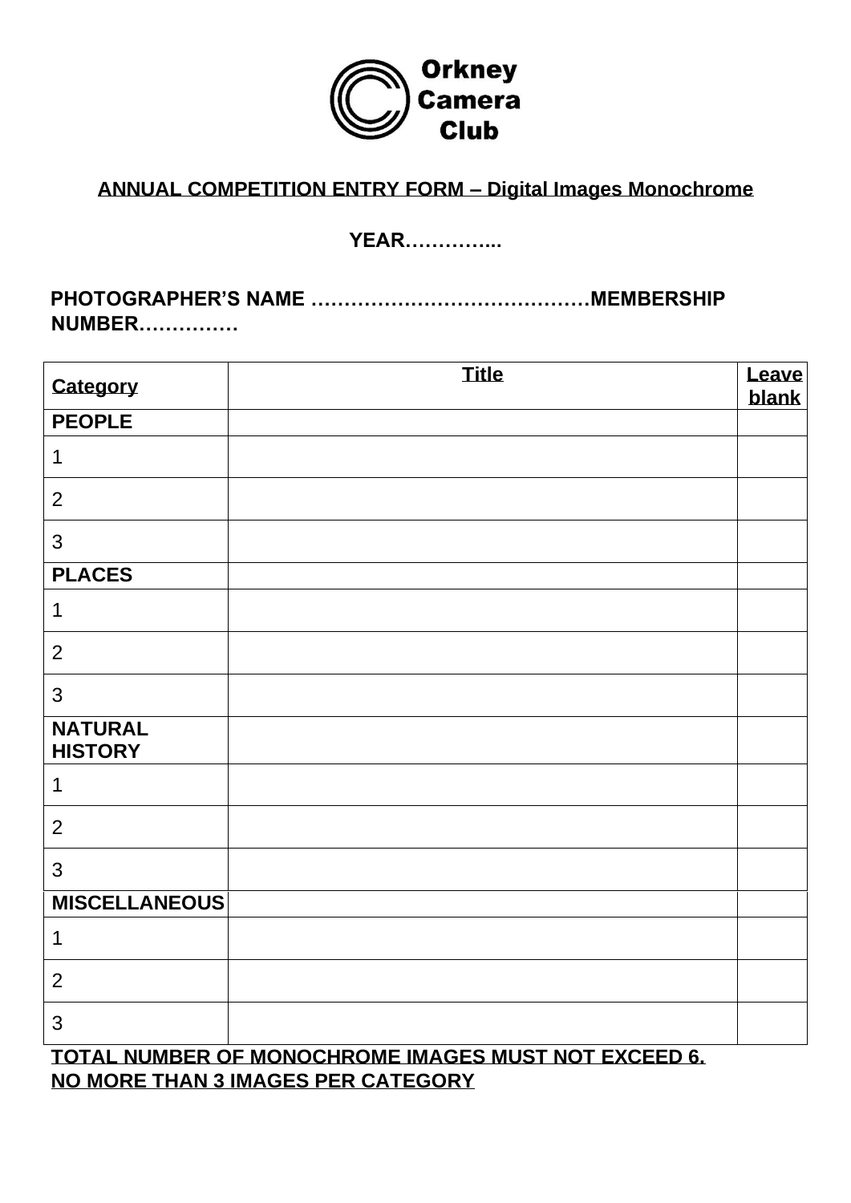**Orkney Camera Club**

**ANNUAL COMPETITION ENTRY FORM – Digital Images Monochrome**

**YEAR…………...**

**PHOTOGRAPHER'S NAME ……………………………………MEMBERSHIP NUMBER……………**

| **Category** | **Title** | **Leave blank** |
|---|---|---|
| **PEOPLE** | | |
| 1 | | |
| 2 | | |
| 3 | | |
| **PLACES** | | |
| 1 | | |
| 2 | | |
| 3 | | |
| **NATURAL HISTORY** | | |
| 1 | | |
| 2 | | |
| 3 | | |
| **MISCELLANEOUS** | | |
| 1 | | |
| 2 | | |
| 3 | | |

**TOTAL NUMBER OF MONOCHROME IMAGES MUST NOT EXCEED 6.**
**NO MORE THAN 3 IMAGES PER CATEGORY**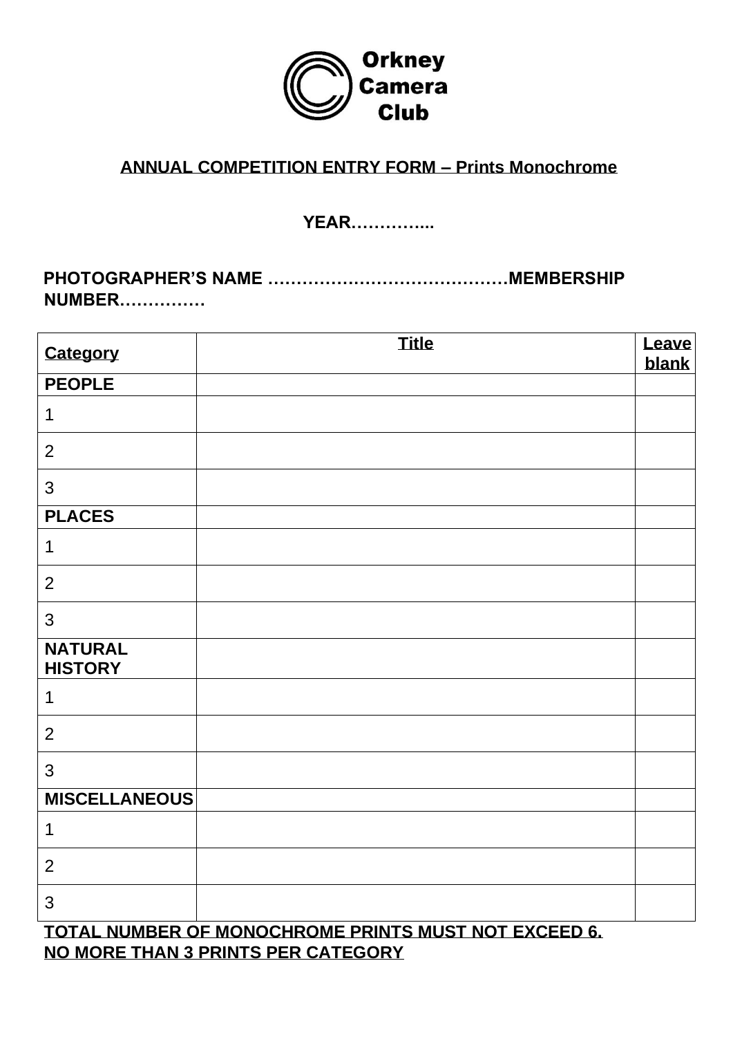Orkney Camera Club

**ANNUAL COMPETITION ENTRY FORM – Prints Monochrome**

**YEAR…………..**

**PHOTOGRAPHER'S NAME ……………………………………MEMBERSHIP NUMBER……………**

| **Category** | **Title** | **Leave blank** |
|---|---|---|
| **PEOPLE** | | |
| 1 | | |
| 2 | | |
| 3 | | |
| **PLACES** | | |
| 1 | | |
| 2 | | |
| 3 | | |
| **NATURAL HISTORY** | | |
| 1 | | |
| 2 | | |
| 3 | | |
| **MISCELLANEOUS** | | |
| 1 | | |
| 2 | | |
| 3 | | |

**TOTAL NUMBER OF MONOCHROME PRINTS MUST NOT EXCEED 6.**
**NO MORE THAN 3 PRINTS PER CATEGORY**